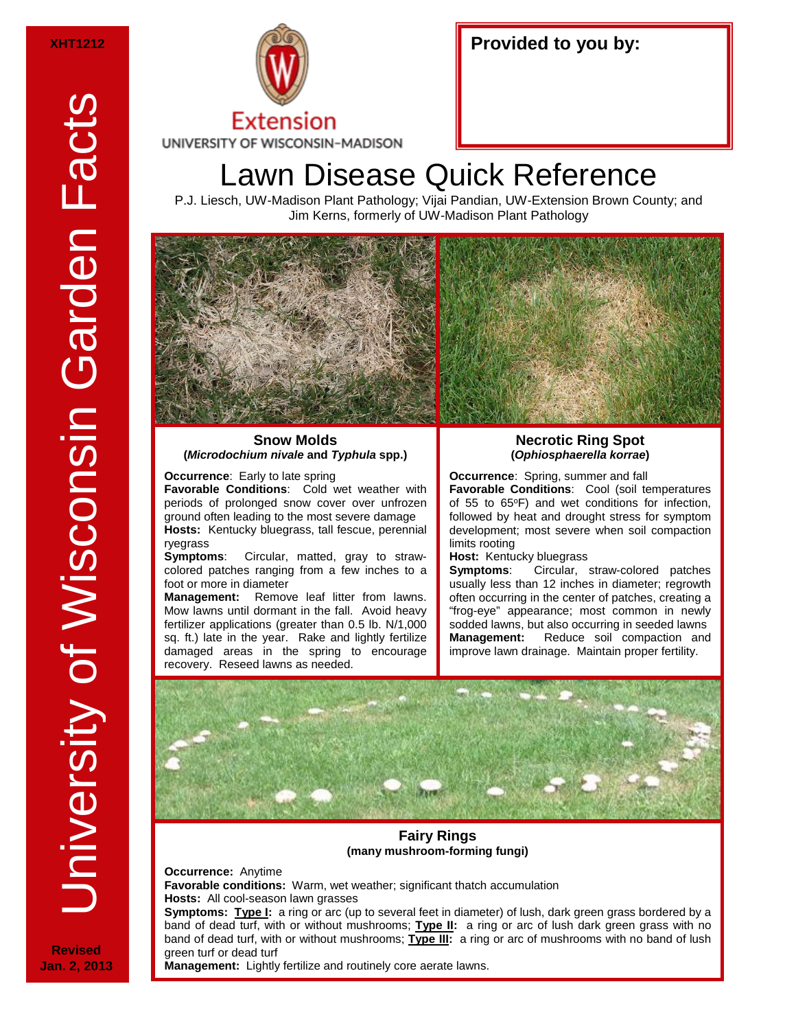XHT1212

University of Wisconsin Garden Facts

Extension
UNIVERSITY OF WISCONSIN-MADISON

**Provided to you by:**

# Lawn Disease Quick Reference

P.J. Liesch, UW-Madison Plant Pathology; Vijai Pandian, UW-Extension Brown County; and Jim Kerns, formerly of UW-Madison Plant Pathology

## Snow Molds
**(*Microdochium nivale* and *Typhula* spp.)**

**Occurrence**: Early to late spring
**Favorable Conditions**: Cold wet weather with periods of prolonged snow cover over unfrozen ground often leading to the most severe damage
**Hosts:** Kentucky bluegrass, tall fescue, perennial ryegrass
**Symptoms**: Circular, matted, gray to straw-colored patches ranging from a few inches to a foot or more in diameter
**Management:** Remove leaf litter from lawns. Mow lawns until dormant in the fall. Avoid heavy fertilizer applications (greater than 0.5 lb. N/1,000 sq. ft.) late in the year. Rake and lightly fertilize damaged areas in the spring to encourage recovery. Reseed lawns as needed.

## Necrotic Ring Spot
**(*Ophiosphaerella korrae*)**

**Occurrence**: Spring, summer and fall
**Favorable Conditions**: Cool (soil temperatures of 55 to 65°F) and wet conditions for infection, followed by heat and drought stress for symptom development; most severe when soil compaction limits rooting
**Host:** Kentucky bluegrass
**Symptoms**: Circular, straw-colored patches usually less than 12 inches in diameter; regrowth often occurring in the center of patches, creating a "frog-eye" appearance; most common in newly sodded lawns, but also occurring in seeded lawns
**Management:** Reduce soil compaction and improve lawn drainage. Maintain proper fertility.

## Fairy Rings
**(many mushroom-forming fungi)**

**Occurrence:** Anytime
**Favorable conditions:** Warm, wet weather; significant thatch accumulation
**Hosts:** All cool-season lawn grasses
**Symptoms:** **Type I:** a ring or arc (up to several feet in diameter) of lush, dark green grass bordered by a band of dead turf, with or without mushrooms; **Type II:** a ring or arc of lush dark green grass with no band of dead turf, with or without mushrooms; **Type III:** a ring or arc of mushrooms with no band of lush green turf or dead turf
**Management:** Lightly fertilize and routinely core aerate lawns.

Revised Jan. 2, 2013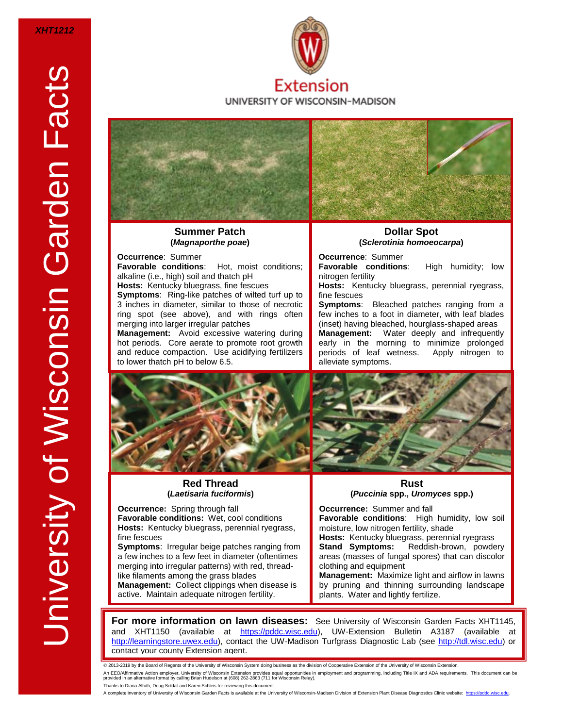XHT1212

University of Wisconsin Garden Facts

Extension
UNIVERSITY OF WISCONSIN-MADISON

### Summer Patch
**(*Magnaporthe poae*)**

**Occurrence**: Summer
**Favorable conditions**: Hot, moist conditions; alkaline (i.e., high) soil and thatch pH
**Hosts:** Kentucky bluegrass, fine fescues
**Symptoms**: Ring-like patches of wilted turf up to 3 inches in diameter, similar to those of necrotic ring spot (see above), and with rings often merging into larger irregular patches
**Management:** Avoid excessive watering during hot periods. Core aerate to promote root growth and reduce compaction. Use acidifying fertilizers to lower thatch pH to below 6.5.

### Dollar Spot
**(*Sclerotinia homoeocarpa*)**

**Occurrence**: Summer
**Favorable conditions**: High humidity; low nitrogen fertility
**Hosts:** Kentucky bluegrass, perennial ryegrass, fine fescues
**Symptoms**: Bleached patches ranging from a few inches to a foot in diameter, with leaf blades (inset) having bleached, hourglass-shaped areas
**Management:** Water deeply and infrequently early in the morning to minimize prolonged periods of leaf wetness. Apply nitrogen to alleviate symptoms.

### Red Thread
**(*Laetisaria fuciformis*)**

**Occurrence:** Spring through fall
**Favorable conditions:** Wet, cool conditions
**Hosts:** Kentucky bluegrass, perennial ryegrass, fine fescues
**Symptoms**: Irregular beige patches ranging from a few inches to a few feet in diameter (oftentimes merging into irregular patterns) with red, thread-like filaments among the grass blades
**Management:** Collect clippings when disease is active. Maintain adequate nitrogen fertility.

### Rust
**(*Puccinia* spp., *Uromyces* spp.)**

**Occurrence:** Summer and fall
**Favorable conditions**: High humidity, low soil moisture, low nitrogen fertility, shade
**Hosts:** Kentucky bluegrass, perennial ryegrass
**Stand Symptoms:** Reddish-brown, powdery areas (masses of fungal spores) that can discolor clothing and equipment
**Management:** Maximize light and airflow in lawns by pruning and thinning surrounding landscape plants. Water and lightly fertilize.

**For more information on lawn diseases:** See University of Wisconsin Garden Facts XHT1145, and XHT1150 (available at https://pddc.wisc.edu), UW-Extension Bulletin A3187 (available at http://learningstore.uwex.edu), contact the UW-Madison Turfgrass Diagnostic Lab (see http://tdl.wisc.edu) or contact your county Extension agent.

© 2013-2019 by the Board of Regents of the University of Wisconsin System doing business as the division of Cooperative Extension of the University of Wisconsin Extension.

An EEO/Affirmative Action employer, University of Wisconsin Extension provides equal opportunities in employment and programming, including Title IX and ADA requirements. This document can be provided in an alternative format by calling Brian Hudelson at (608) 262-2863 (711 for Wisconsin Relay).

Thanks to Diana Alfuth, Doug Soldat and Karen Schleis for reviewing this document.

A complete inventory of University of Wisconsin Garden Facts is available at the University of Wisconsin-Madison Division of Extension Plant Disease Diagnostics Clinic website: https://pddc.wisc.edu.